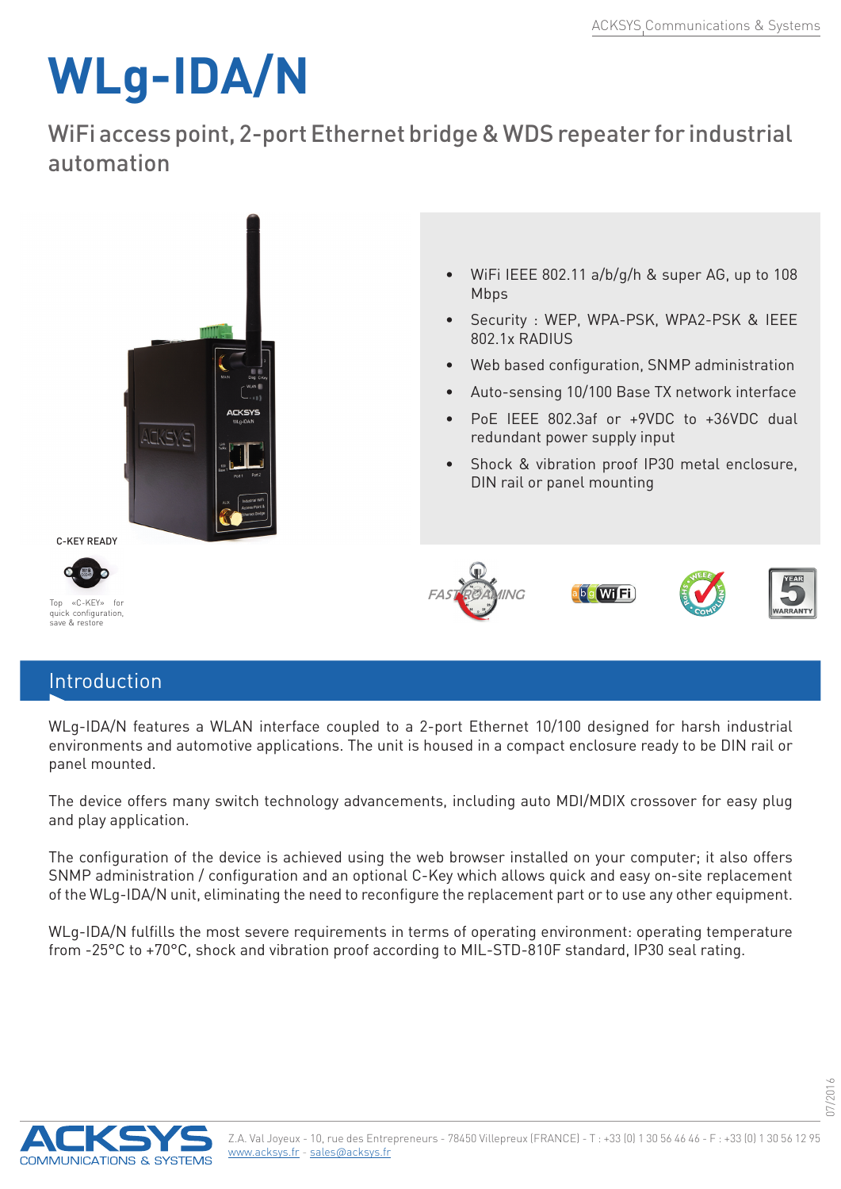# WLg-IDA/N

WiFi access point, 2-port Ethernet bridge & WDS repeater for industrial automation

- WiFi IEEE 802.11 a/b/g/h & super AG, up to 108 Mbps
- Security : WEP, WPA-PSK, WPA2-PSK & IEEE 802.1x RADIUS
- Web based configuration, SNMP administration
- Auto-sensing 10/100 Base TX network interface
- PoE IEEE 802.3af or +9VDC to +36VDC dual redundant power supply input
- Shock & vibration proof IP30 metal enclosure, DIN rail or panel mounting

C-KEY READY

Top «C-KEY» for quick configuration, save & restore

## Introduction

WLg-IDA/N features a WLAN interface coupled to a 2-port Ethernet 10/100 designed for harsh industrial environments and automotive applications. The unit is housed in a compact enclosure ready to be DIN rail or panel mounted.

The device offers many switch technology advancements, including auto MDI/MDIX crossover for easy plug and play application.

The configuration of the device is achieved using the web browser installed on your computer; it also offers SNMP administration / configuration and an optional C-Key which allows quick and easy on-site replacement of the WLg-IDA/N unit, eliminating the need to reconfigure the replacement part or to use any other equipment.

WLg-IDA/N fulfills the most severe requirements in terms of operating environment: operating temperature from -25°C to +70°C, shock and vibration proof according to MIL-STD-810F standard, IP30 seal rating.

Z.A. Val Joyeux - 10, rue des Entrepreneurs - 78450 Villepreux (FRANCE) - T : +33 (0) 1 30 56 46 46 - F : +33 (0) 1 30 56 12 95
www.acksys.fr - sales@acksys.fr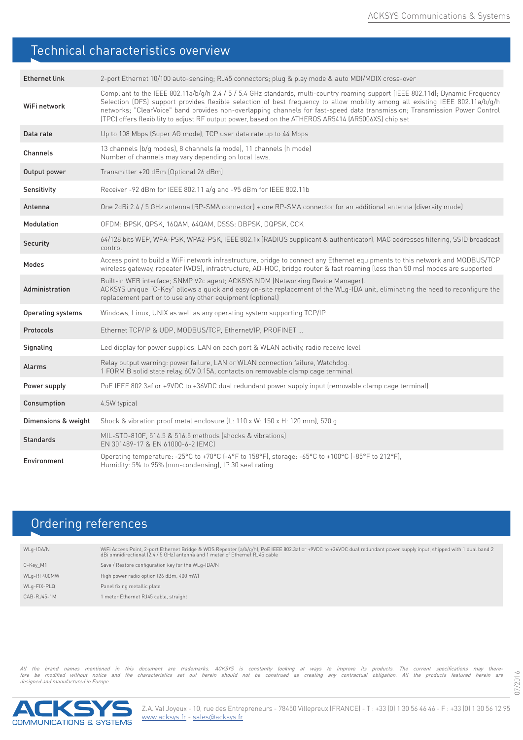## Technical characteristics overview

| | |
|---|---|
| **Ethernet link** | 2-port Ethernet 10/100 auto-sensing; RJ45 connectors; plug & play mode & auto MDI/MDIX cross-over |
| **WiFi network** | Compliant to the IEEE 802.11a/b/g/h 2.4 / 5 / 5.4 GHz standards, multi-country roaming support (IEEE 802.11d); Dynamic Frequency Selection (DFS) support provides flexible selection of best frequency to allow mobility among all existing IEEE 802.11a/b/g/h networks; "ClearVoice" band provides non-overlapping channels for fast-speed data transmission; Transmission Power Control (TPC) offers flexibility to adjust RF output power, based on the ATHEROS AR5414 (AR5006XS) chip set |
| **Data rate** | Up to 108 Mbps (Super AG mode), TCP user data rate up to 44 Mbps |
| **Channels** | 13 channels (b/g modes), 8 channels (a mode), 11 channels (h mode)<br>Number of channels may vary depending on local laws. |
| **Output power** | Transmitter +20 dBm (Optional 26 dBm) |
| **Sensitivity** | Receiver -92 dBm for IEEE 802.11 a/g and -95 dBm for IEEE 802.11b |
| **Antenna** | One 2dBi 2.4 / 5 GHz antenna (RP-SMA connector) + one RP-SMA connector for an additional antenna (diversity mode) |
| **Modulation** | OFDM: BPSK, QPSK, 16QAM, 64QAM, DSSS: DBPSK, DQPSK, CCK |
| **Security** | 64/128 bits WEP, WPA-PSK, WPA2-PSK, IEEE 802.1x (RADIUS supplicant & authenticator), MAC addresses filtering, SSID broadcast control |
| **Modes** | Access point to build a WiFi network infrastructure, bridge to connect any Ethernet equipments to this network and MODBUS/TCP wireless gateway, repeater (WDS), infrastructure, AD-HOC, bridge router & fast roaming (less than 50 ms) modes are supported |
| **Administration** | Built-in WEB interface; SNMP V2c agent; ACKSYS NDM (Networking Device Manager).<br>ACKSYS unique "C-Key" allows a quick and easy on-site replacement of the WLg-IDA unit, eliminating the need to reconfigure the replacement part or to use any other equipment (optional) |
| **Operating systems** | Windows, Linux, UNIX as well as any operating system supporting TCP/IP |
| **Protocols** | Ethernet TCP/IP & UDP, MODBUS/TCP, Ethernet/IP, PROFINET ... |
| **Signaling** | Led display for power supplies, LAN on each port & WLAN activity, radio receive level |
| **Alarms** | Relay output warning: power failure, LAN or WLAN connection failure, Watchdog.<br>1 FORM B solid state relay, 60V 0.15A, contacts on removable clamp cage terminal |
| **Power supply** | PoE IEEE 802.3af or +9VDC to +36VDC dual redundant power supply input (removable clamp cage terminal) |
| **Consumption** | 4.5W typical |
| **Dimensions & weight** | Shock & vibration proof metal enclosure (L: 110 x W: 150 x H: 120 mm), 570 g |
| **Standards** | MIL-STD-810F, 514.5 & 516.5 methods (shocks & vibrations)<br>EN 301489-17 & EN 61000-6-2 (EMC) |
| **Environment** | Operating temperature: -25°C to +70°C (-4°F to 158°F), storage: -65°C to +100°C (-85°F to 212°F),<br>Humidity: 5% to 95% (non-condensing), IP 30 seal rating |

## Ordering references

| | |
|---|---|
| WLg-IDA/N | WiFi Access Point, 2-port Ethernet Bridge & WDS Repeater (a/b/g/h), PoE IEEE 802.3af or +9VDC to +36VDC dual redundant power supply input, shipped with 1 dual band 2 dBi omnidirectional (2.4 / 5 GHz) antenna and 1 meter of Ethernet RJ45 cable |
| C-Key_M1 | Save / Restore configuration key for the WLg-IDA/N |
| WLg-RF400MW | High power radio option (26 dBm, 400 mW) |
| WLg-FIX-PLQ | Panel fixing metallic plate |
| CAB-RJ45-1M | 1 meter Ethernet RJ45 cable, straight |

*All the brand names mentioned in this document are trademarks. ACKSYS is constantly looking at ways to improve its products. The current specifications may therefore be modified without notice and the characteristics set out herein should not be construed as creating any contractual obligation. All the products featured herein are designed and manufactured in Europe.*

07/2016

ACKSYS COMMUNICATIONS & SYSTEMS

Z.A. Val Joyeux - 10, rue des Entrepreneurs - 78450 Villepreux (FRANCE) - T : +33 (0) 1 30 56 46 46 - F : +33 (0) 1 30 56 12 95
www.acksys.fr - sales@acksys.fr